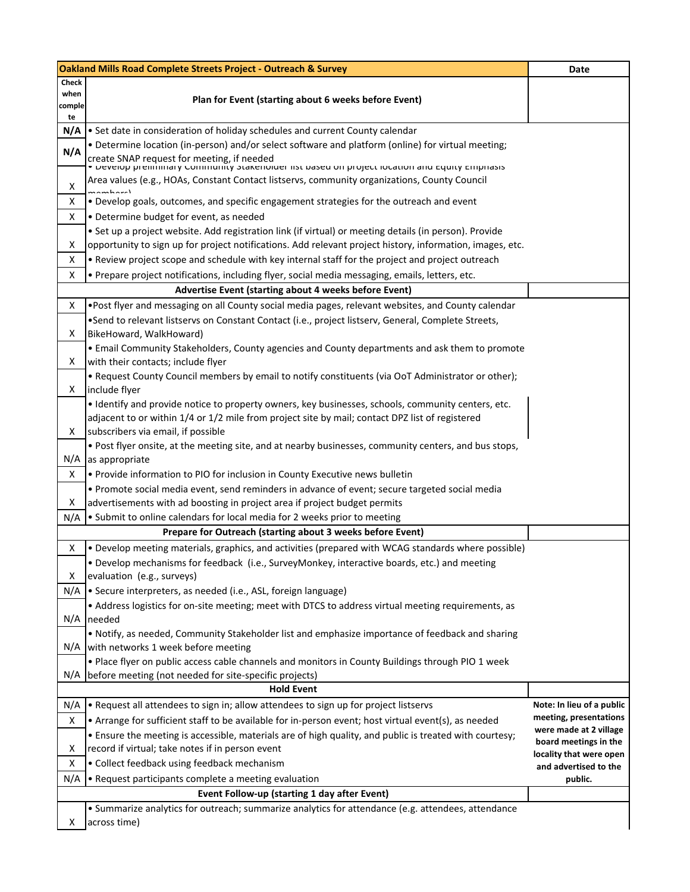| Check when complete | Oakland Mills Road Complete Streets Project - Outreach & Survey | Date |
|---|---|---|
| | **Plan for Event (starting about 6 weeks before Event)** | |
| N/A | • Set date in consideration of holiday schedules and current County calendar | |
| N/A | • Determine location (in-person) and/or select software and platform (online) for virtual meeting; create SNAP request for meeting, if needed | |
| X | • Develop preliminary Community Stakeholder list based on project location and Equity Emphasis Area values (e.g., HOAs, Constant Contact listservs, community organizations, County Council members) | |
| X | • Develop goals, outcomes, and specific engagement strategies for the outreach and event | |
| X | • Determine budget for event, as needed | |
| X | • Set up a project website. Add registration link (if virtual) or meeting details (in person). Provide opportunity to sign up for project notifications. Add relevant project history, information, images, etc. | |
| X | • Review project scope and schedule with key internal staff for the project and project outreach | |
| X | • Prepare project notifications, including flyer, social media messaging, emails, letters, etc. | |
| | **Advertise Event (starting about 4 weeks before Event)** | |
| X | •Post flyer and messaging on all County social media pages, relevant websites, and County calendar | |
| X | •Send to relevant listservs on Constant Contact (i.e., project listserv, General, Complete Streets, BikeHoward, WalkHoward) | |
| X | • Email Community Stakeholders, County agencies and County departments and ask them to promote with their contacts; include flyer | |
| X | • Request County Council members by email to notify constituents (via OoT Administrator or other); include flyer | |
| X | • Identify and provide notice to property owners, key businesses, schools, community centers, etc. adjacent to or within 1/4 or 1/2 mile from project site by mail; contact DPZ list of registered subscribers via email, if possible | |
| N/A | • Post flyer onsite, at the meeting site, and at nearby businesses, community centers, and bus stops, as appropriate | |
| X | • Provide information to PIO for inclusion in County Executive news bulletin | |
| X | • Promote social media event, send reminders in advance of event; secure targeted social media advertisements with ad boosting in project area if project budget permits | |
| N/A | • Submit to online calendars for local media for 2 weeks prior to meeting | |
| | **Prepare for Outreach (starting about 3 weeks before Event)** | |
| X | • Develop meeting materials, graphics, and activities (prepared with WCAG standards where possible) | |
| X | • Develop mechanisms for feedback (i.e., SurveyMonkey, interactive boards, etc.) and meeting evaluation (e.g., surveys) | |
| N/A | • Secure interpreters, as needed (i.e., ASL, foreign language) | |
| N/A | • Address logistics for on-site meeting; meet with DTCS to address virtual meeting requirements, as needed | |
| N/A | • Notify, as needed, Community Stakeholder list and emphasize importance of feedback and sharing with networks 1 week before meeting | |
| N/A | • Place flyer on public access cable channels and monitors in County Buildings through PIO 1 week before meeting (not needed for site-specific projects) | |
| | **Hold Event** | |
| N/A | • Request all attendees to sign in; allow attendees to sign up for project listservs | **Note: In lieu of a public meeting, presentations were made at 2 village board meetings in the locality that were open and advertised to the public.** |
| X | • Arrange for sufficient staff to be available for in-person event; host virtual event(s), as needed | |
| X | • Ensure the meeting is accessible, materials are of high quality, and public is treated with courtesy; record if virtual; take notes if in person event | |
| X | • Collect feedback using feedback mechanism | |
| N/A | • Request participants complete a meeting evaluation | |
| | **Event Follow-up (starting 1 day after Event)** | |
| X | • Summarize analytics for outreach; summarize analytics for attendance (e.g. attendees, attendance across time) | |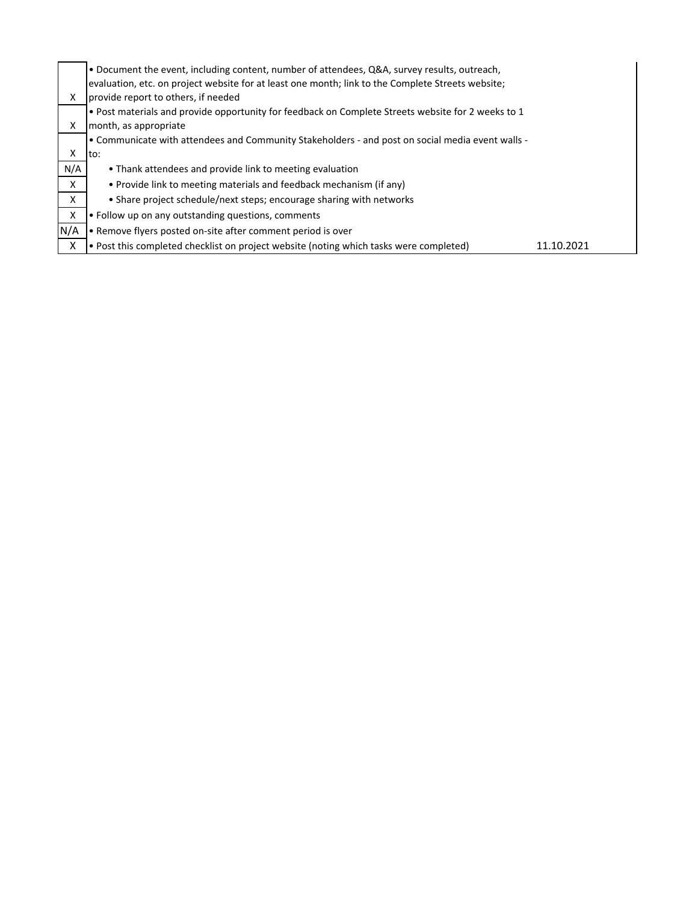| | | |
|---|---|---|
| X | • Document the event, including content, number of attendees, Q&A, survey results, outreach, evaluation, etc. on project website for at least one month; link to the Complete Streets website; provide report to others, if needed | |
| X | • Post materials and provide opportunity for feedback on Complete Streets website for 2 weeks to 1 month, as appropriate | |
| X | • Communicate with attendees and Community Stakeholders - and post on social media event walls - to: | |
| N/A | • Thank attendees and provide link to meeting evaluation | |
| X | • Provide link to meeting materials and feedback mechanism (if any) | |
| X | • Share project schedule/next steps; encourage sharing with networks | |
| X | • Follow up on any outstanding questions, comments | |
| N/A | • Remove flyers posted on-site after comment period is over | |
| X | • Post this completed checklist on project website (noting which tasks were completed) | 11.10.2021 |